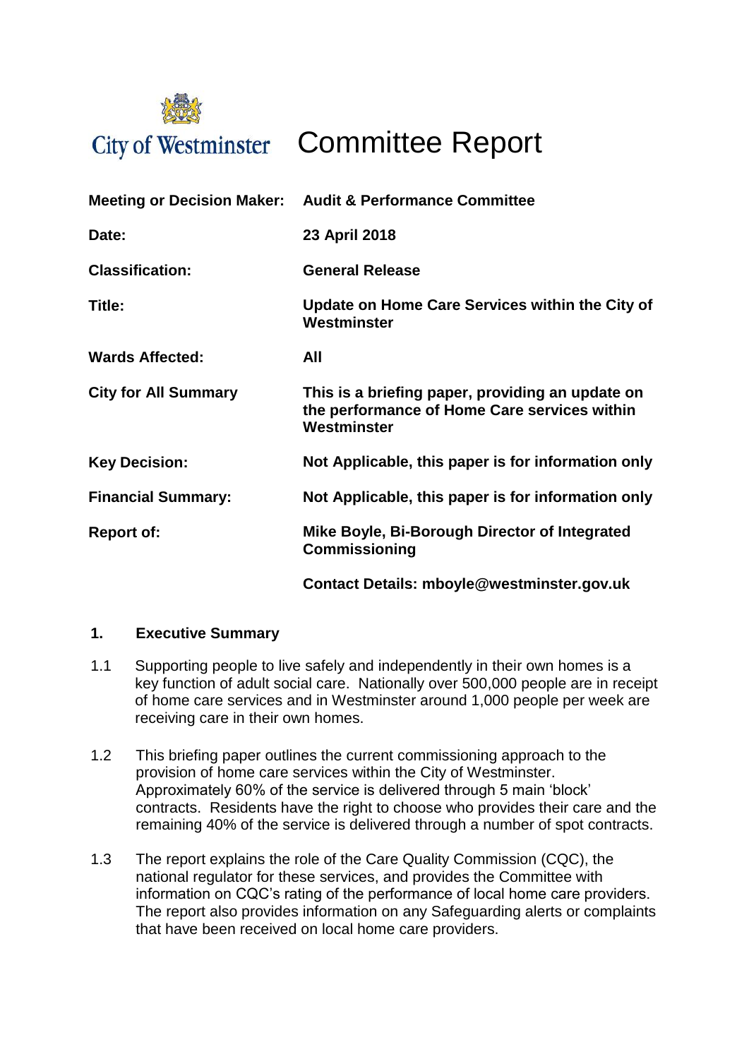City of Westminster

# Committee Report

| | |
|---|---|
| **Meeting or Decision Maker:** | **Audit & Performance Committee** |
| **Date:** | **23 April 2018** |
| **Classification:** | **General Release** |
| **Title:** | **Update on Home Care Services within the City of Westminster** |
| **Wards Affected:** | **All** |
| **City for All Summary** | **This is a briefing paper, providing an update on the performance of Home Care services within Westminster** |
| **Key Decision:** | **Not Applicable, this paper is for information only** |
| **Financial Summary:** | **Not Applicable, this paper is for information only** |
| **Report of:** | **Mike Boyle, Bi-Borough Director of Integrated Commissioning** |
| | **Contact Details: mboyle@westminster.gov.uk** |

## 1. Executive Summary

1.1 Supporting people to live safely and independently in their own homes is a key function of adult social care. Nationally over 500,000 people are in receipt of home care services and in Westminster around 1,000 people per week are receiving care in their own homes.

1.2 This briefing paper outlines the current commissioning approach to the provision of home care services within the City of Westminster. Approximately 60% of the service is delivered through 5 main 'block' contracts. Residents have the right to choose who provides their care and the remaining 40% of the service is delivered through a number of spot contracts.

1.3 The report explains the role of the Care Quality Commission (CQC), the national regulator for these services, and provides the Committee with information on CQC's rating of the performance of local home care providers. The report also provides information on any Safeguarding alerts or complaints that have been received on local home care providers.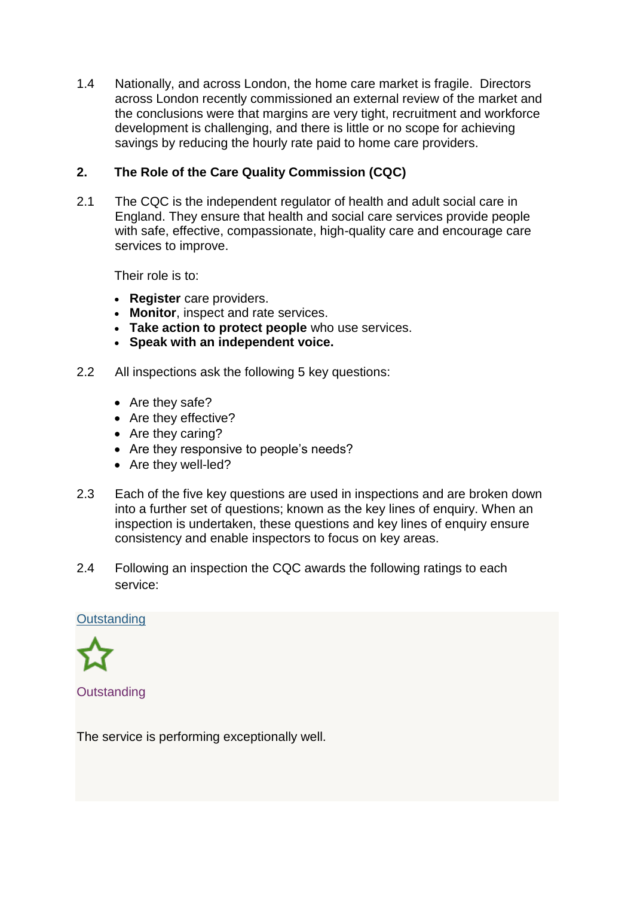1.4 Nationally, and across London, the home care market is fragile. Directors across London recently commissioned an external review of the market and the conclusions were that margins are very tight, recruitment and workforce development is challenging, and there is little or no scope for achieving savings by reducing the hourly rate paid to home care providers.

## 2. The Role of the Care Quality Commission (CQC)

2.1 The CQC is the independent regulator of health and adult social care in England. They ensure that health and social care services provide people with safe, effective, compassionate, high-quality care and encourage care services to improve.

Their role is to:

- **Register** care providers.
- **Monitor**, inspect and rate services.
- **Take action to protect people** who use services.
- **Speak with an independent voice.**

2.2 All inspections ask the following 5 key questions:

- Are they safe?
- Are they effective?
- Are they caring?
- Are they responsive to people's needs?
- Are they well-led?

2.3 Each of the five key questions are used in inspections and are broken down into a further set of questions; known as the key lines of enquiry. When an inspection is undertaken, these questions and key lines of enquiry ensure consistency and enable inspectors to focus on key areas.

2.4 Following an inspection the CQC awards the following ratings to each service:

Outstanding

Outstanding

The service is performing exceptionally well.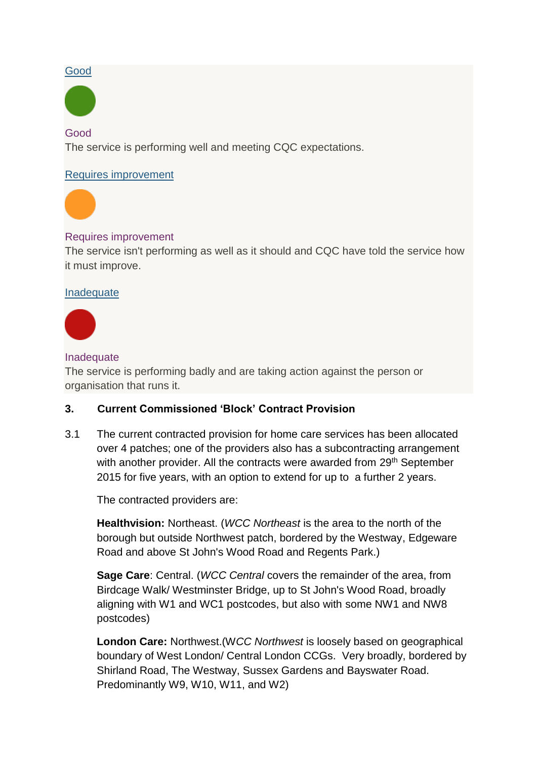[Good](#)

Good
The service is performing well and meeting CQC expectations.

[Requires improvement](#)

Requires improvement
The service isn't performing as well as it should and CQC have told the service how it must improve.

[Inadequate](#)

Inadequate
The service is performing badly and are taking action against the person or organisation that runs it.

### 3. Current Commissioned ‘Block’ Contract Provision

3.1 The current contracted provision for home care services has been allocated over 4 patches; one of the providers also has a subcontracting arrangement with another provider. All the contracts were awarded from 29th September 2015 for five years, with an option to extend for up to a further 2 years.

The contracted providers are:

**Healthvision:** Northeast. (*WCC Northeast* is the area to the north of the borough but outside Northwest patch, bordered by the Westway, Edgeware Road and above St John's Wood Road and Regents Park.)

**Sage Care**: Central. (*WCC Central* covers the remainder of the area, from Birdcage Walk/ Westminster Bridge, up to St John's Wood Road, broadly aligning with W1 and WC1 postcodes, but also with some NW1 and NW8 postcodes)

**London Care:** Northwest.(W*CC Northwest* is loosely based on geographical boundary of West London/ Central London CCGs. Very broadly, bordered by Shirland Road, The Westway, Sussex Gardens and Bayswater Road. Predominantly W9, W10, W11, and W2)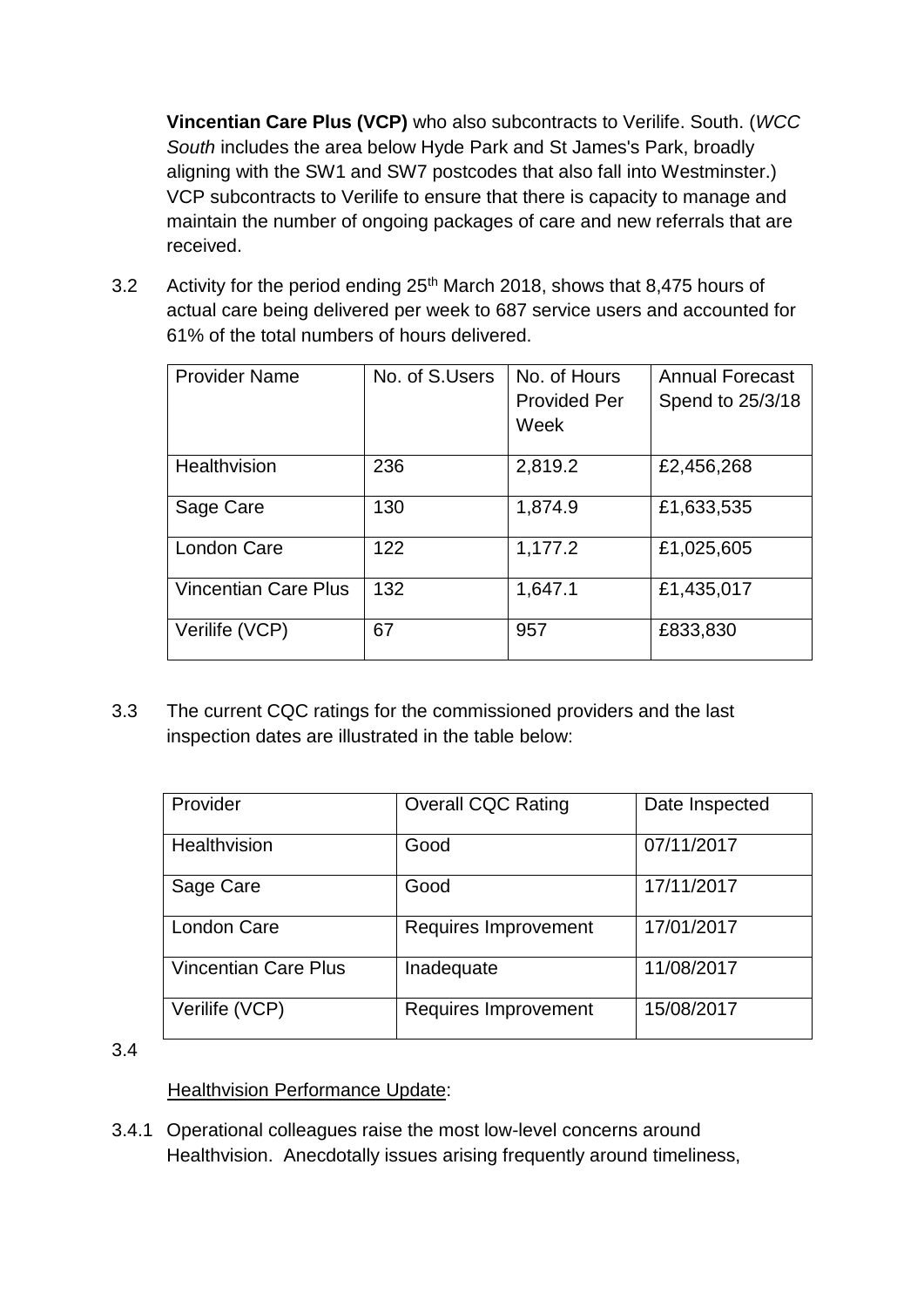**Vincentian Care Plus (VCP)** who also subcontracts to Verilife. South. (*WCC South* includes the area below Hyde Park and St James's Park, broadly aligning with the SW1 and SW7 postcodes that also fall into Westminster.) VCP subcontracts to Verilife to ensure that there is capacity to manage and maintain the number of ongoing packages of care and new referrals that are received.

3.2 Activity for the period ending 25th March 2018, shows that 8,475 hours of actual care being delivered per week to 687 service users and accounted for 61% of the total numbers of hours delivered.

| Provider Name | No. of S.Users | No. of Hours Provided Per Week | Annual Forecast Spend to 25/3/18 |
|---|---|---|---|
| Healthvision | 236 | 2,819.2 | £2,456,268 |
| Sage Care | 130 | 1,874.9 | £1,633,535 |
| London Care | 122 | 1,177.2 | £1,025,605 |
| Vincentian Care Plus | 132 | 1,647.1 | £1,435,017 |
| Verilife (VCP) | 67 | 957 | £833,830 |

3.3 The current CQC ratings for the commissioned providers and the last inspection dates are illustrated in the table below:

| Provider | Overall CQC Rating | Date Inspected |
|---|---|---|
| Healthvision | Good | 07/11/2017 |
| Sage Care | Good | 17/11/2017 |
| London Care | Requires Improvement | 17/01/2017 |
| Vincentian Care Plus | Inadequate | 11/08/2017 |
| Verilife (VCP) | Requires Improvement | 15/08/2017 |

3.4

Healthvision Performance Update:

3.4.1 Operational colleagues raise the most low-level concerns around Healthvision. Anecdotally issues arising frequently around timeliness,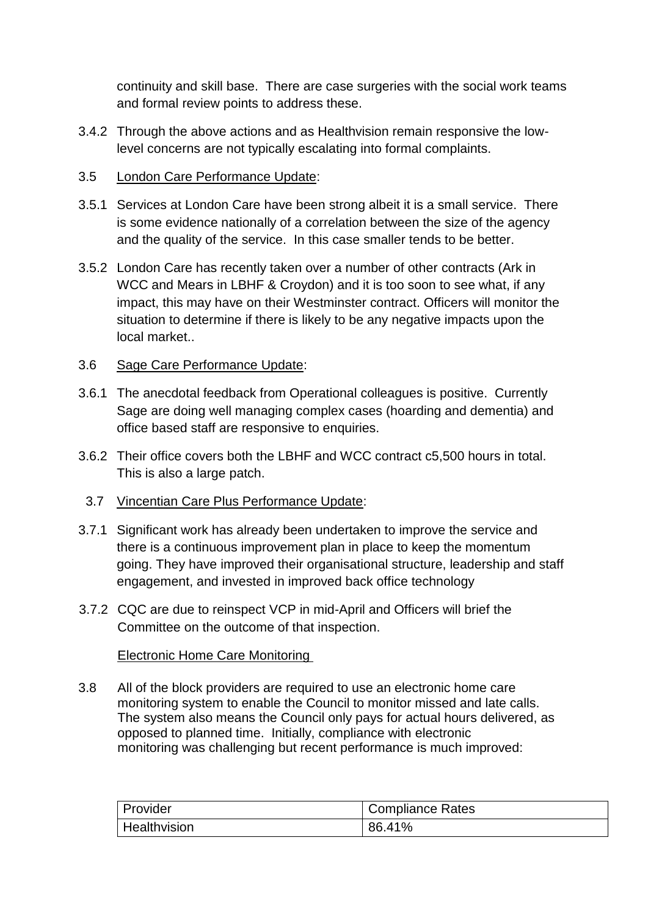continuity and skill base. There are case surgeries with the social work teams and formal review points to address these.

3.4.2 Through the above actions and as Healthvision remain responsive the low-level concerns are not typically escalating into formal complaints.

3.5 London Care Performance Update:

3.5.1 Services at London Care have been strong albeit it is a small service. There is some evidence nationally of a correlation between the size of the agency and the quality of the service. In this case smaller tends to be better.

3.5.2 London Care has recently taken over a number of other contracts (Ark in WCC and Mears in LBHF & Croydon) and it is too soon to see what, if any impact, this may have on their Westminster contract. Officers will monitor the situation to determine if there is likely to be any negative impacts upon the local market..

3.6 Sage Care Performance Update:

3.6.1 The anecdotal feedback from Operational colleagues is positive. Currently Sage are doing well managing complex cases (hoarding and dementia) and office based staff are responsive to enquiries.

3.6.2 Their office covers both the LBHF and WCC contract c5,500 hours in total. This is also a large patch.

3.7 Vincentian Care Plus Performance Update:

3.7.1 Significant work has already been undertaken to improve the service and there is a continuous improvement plan in place to keep the momentum going. They have improved their organisational structure, leadership and staff engagement, and invested in improved back office technology

3.7.2 CQC are due to reinspect VCP in mid-April and Officers will brief the Committee on the outcome of that inspection.

Electronic Home Care Monitoring

3.8 All of the block providers are required to use an electronic home care monitoring system to enable the Council to monitor missed and late calls. The system also means the Council only pays for actual hours delivered, as opposed to planned time. Initially, compliance with electronic monitoring was challenging but recent performance is much improved:

| Provider | Compliance Rates |
|---|---|
| Healthvision | 86.41% |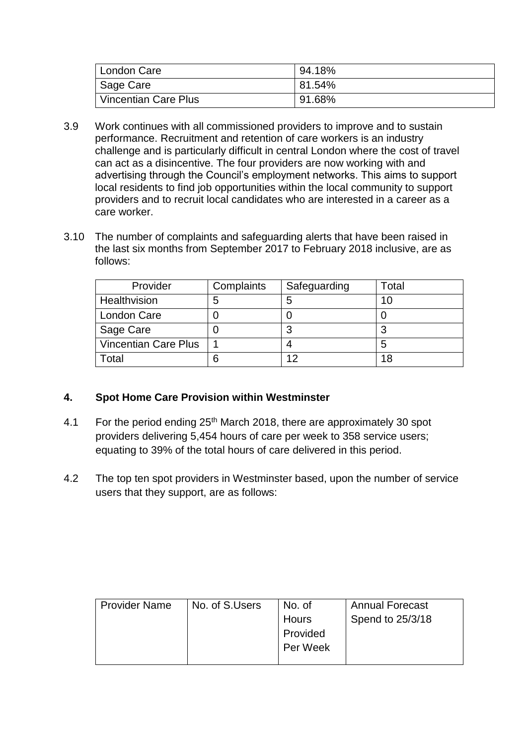| | |
|---|---|
| London Care | 94.18% |
| Sage Care | 81.54% |
| Vincentian Care Plus | 91.68% |

3.9 Work continues with all commissioned providers to improve and to sustain performance. Recruitment and retention of care workers is an industry challenge and is particularly difficult in central London where the cost of travel can act as a disincentive. The four providers are now working with and advertising through the Council's employment networks. This aims to support local residents to find job opportunities within the local community to support providers and to recruit local candidates who are interested in a career as a care worker.

3.10 The number of complaints and safeguarding alerts that have been raised in the last six months from September 2017 to February 2018 inclusive, are as follows:

| Provider | Complaints | Safeguarding | Total |
|---|---|---|---|
| Healthvision | 5 | 5 | 10 |
| London Care | 0 | 0 | 0 |
| Sage Care | 0 | 3 | 3 |
| Vincentian Care Plus | 1 | 4 | 5 |
| Total | 6 | 12 | 18 |

## 4. Spot Home Care Provision within Westminster

4.1 For the period ending 25th March 2018, there are approximately 30 spot providers delivering 5,454 hours of care per week to 358 service users; equating to 39% of the total hours of care delivered in this period.

4.2 The top ten spot providers in Westminster based, upon the number of service users that they support, are as follows:

| Provider Name | No. of S.Users | No. of Hours Provided Per Week | Annual Forecast Spend to 25/3/18 |
|---|---|---|---|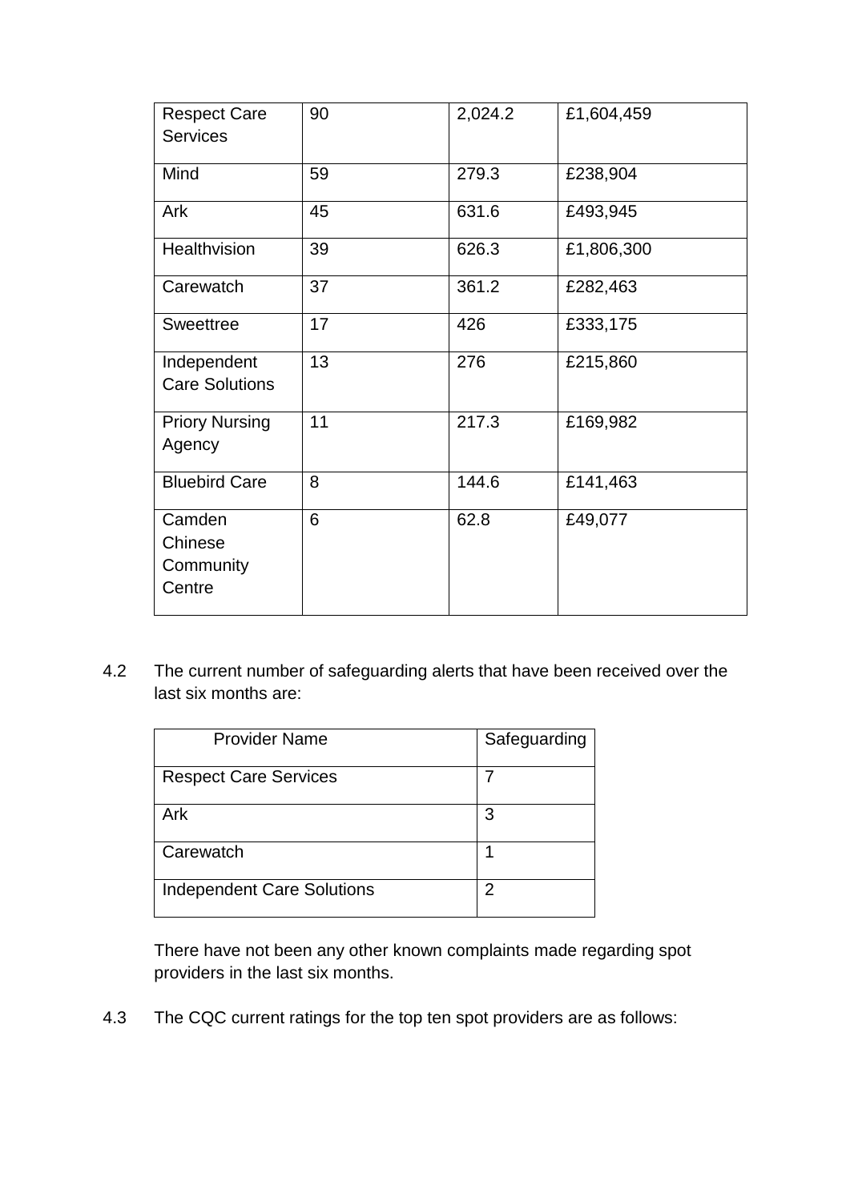| | | | |
|---|---|---|---|
| Respect Care Services | 90 | 2,024.2 | £1,604,459 |
| Mind | 59 | 279.3 | £238,904 |
| Ark | 45 | 631.6 | £493,945 |
| Healthvision | 39 | 626.3 | £1,806,300 |
| Carewatch | 37 | 361.2 | £282,463 |
| Sweettree | 17 | 426 | £333,175 |
| Independent Care Solutions | 13 | 276 | £215,860 |
| Priory Nursing Agency | 11 | 217.3 | £169,982 |
| Bluebird Care | 8 | 144.6 | £141,463 |
| Camden Chinese Community Centre | 6 | 62.8 | £49,077 |

4.2 The current number of safeguarding alerts that have been received over the last six months are:

| Provider Name | Safeguarding |
|---|---|
| Respect Care Services | 7 |
| Ark | 3 |
| Carewatch | 1 |
| Independent Care Solutions | 2 |

There have not been any other known complaints made regarding spot providers in the last six months.

4.3 The CQC current ratings for the top ten spot providers are as follows: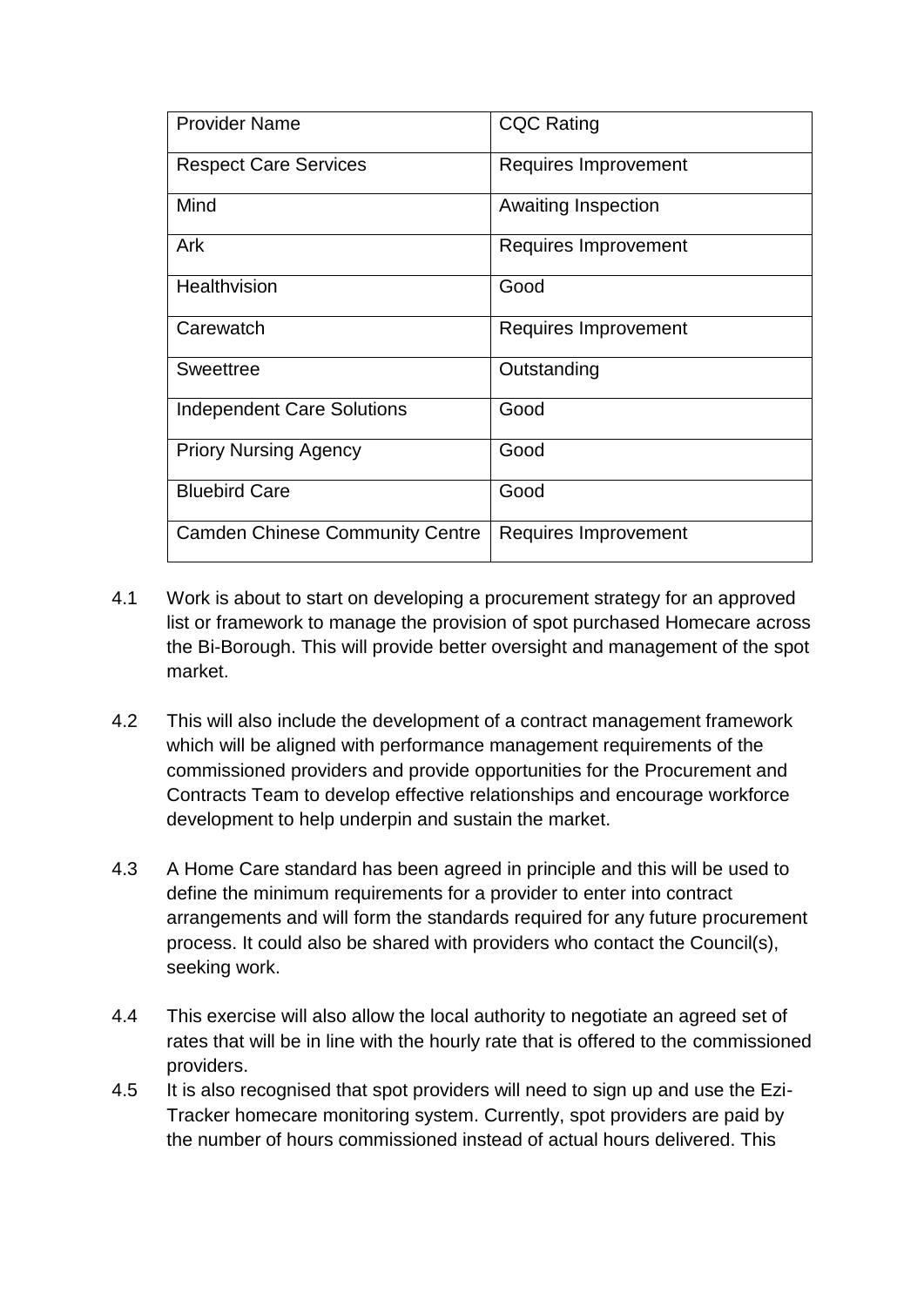| Provider Name | CQC Rating |
|---|---|
| Respect Care Services | Requires Improvement |
| Mind | Awaiting Inspection |
| Ark | Requires Improvement |
| Healthvision | Good |
| Carewatch | Requires Improvement |
| Sweettree | Outstanding |
| Independent Care Solutions | Good |
| Priory Nursing Agency | Good |
| Bluebird Care | Good |
| Camden Chinese Community Centre | Requires Improvement |

4.1 Work is about to start on developing a procurement strategy for an approved list or framework to manage the provision of spot purchased Homecare across the Bi-Borough. This will provide better oversight and management of the spot market.

4.2 This will also include the development of a contract management framework which will be aligned with performance management requirements of the commissioned providers and provide opportunities for the Procurement and Contracts Team to develop effective relationships and encourage workforce development to help underpin and sustain the market.

4.3 A Home Care standard has been agreed in principle and this will be used to define the minimum requirements for a provider to enter into contract arrangements and will form the standards required for any future procurement process. It could also be shared with providers who contact the Council(s), seeking work.

4.4 This exercise will also allow the local authority to negotiate an agreed set of rates that will be in line with the hourly rate that is offered to the commissioned providers.

4.5 It is also recognised that spot providers will need to sign up and use the Ezi-Tracker homecare monitoring system. Currently, spot providers are paid by the number of hours commissioned instead of actual hours delivered. This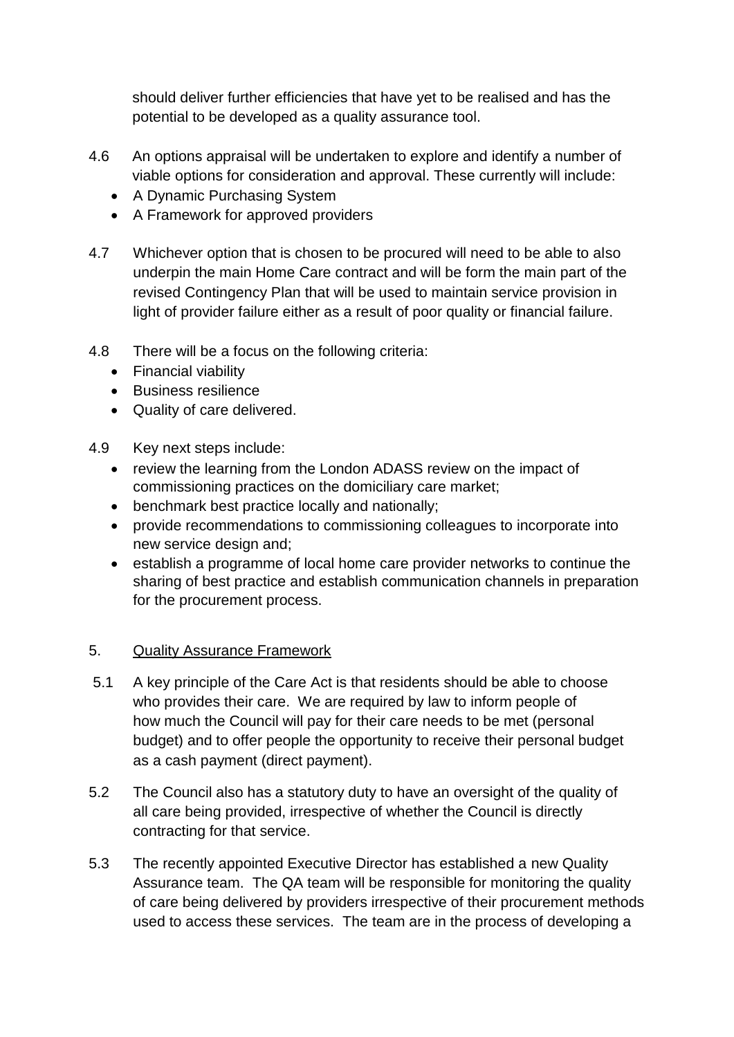should deliver further efficiencies that have yet to be realised and has the potential to be developed as a quality assurance tool.

4.6 An options appraisal will be undertaken to explore and identify a number of viable options for consideration and approval. These currently will include:

- A Dynamic Purchasing System
- A Framework for approved providers

4.7 Whichever option that is chosen to be procured will need to be able to also underpin the main Home Care contract and will be form the main part of the revised Contingency Plan that will be used to maintain service provision in light of provider failure either as a result of poor quality or financial failure.

4.8 There will be a focus on the following criteria:

- Financial viability
- Business resilience
- Quality of care delivered.

4.9 Key next steps include:

- review the learning from the London ADASS review on the impact of commissioning practices on the domiciliary care market;
- benchmark best practice locally and nationally;
- provide recommendations to commissioning colleagues to incorporate into new service design and;
- establish a programme of local home care provider networks to continue the sharing of best practice and establish communication channels in preparation for the procurement process.

5. Quality Assurance Framework

5.1 A key principle of the Care Act is that residents should be able to choose who provides their care. We are required by law to inform people of how much the Council will pay for their care needs to be met (personal budget) and to offer people the opportunity to receive their personal budget as a cash payment (direct payment).

5.2 The Council also has a statutory duty to have an oversight of the quality of all care being provided, irrespective of whether the Council is directly contracting for that service.

5.3 The recently appointed Executive Director has established a new Quality Assurance team. The QA team will be responsible for monitoring the quality of care being delivered by providers irrespective of their procurement methods used to access these services. The team are in the process of developing a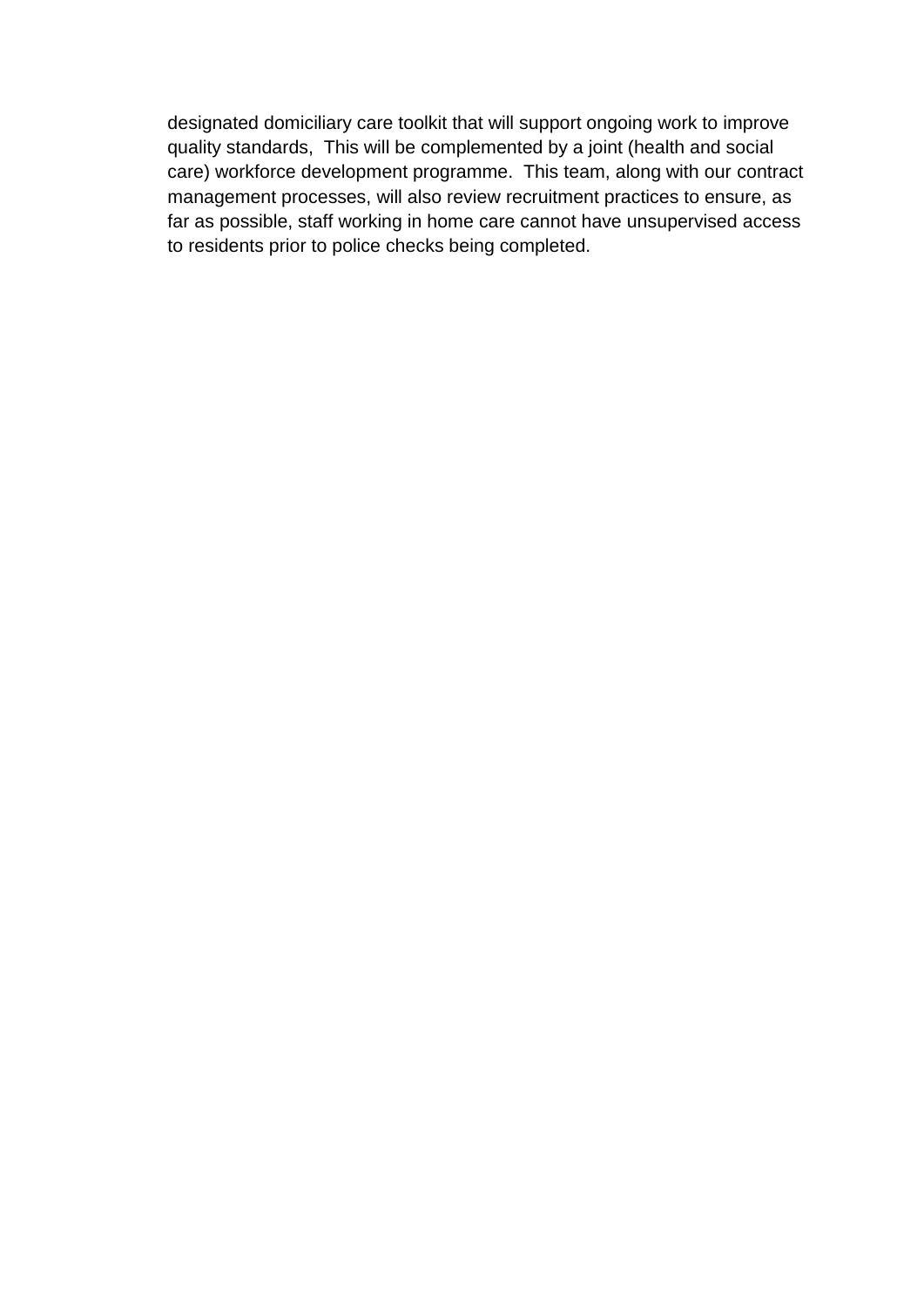designated domiciliary care toolkit that will support ongoing work to improve quality standards, This will be complemented by a joint (health and social care) workforce development programme. This team, along with our contract management processes, will also review recruitment practices to ensure, as far as possible, staff working in home care cannot have unsupervised access to residents prior to police checks being completed.